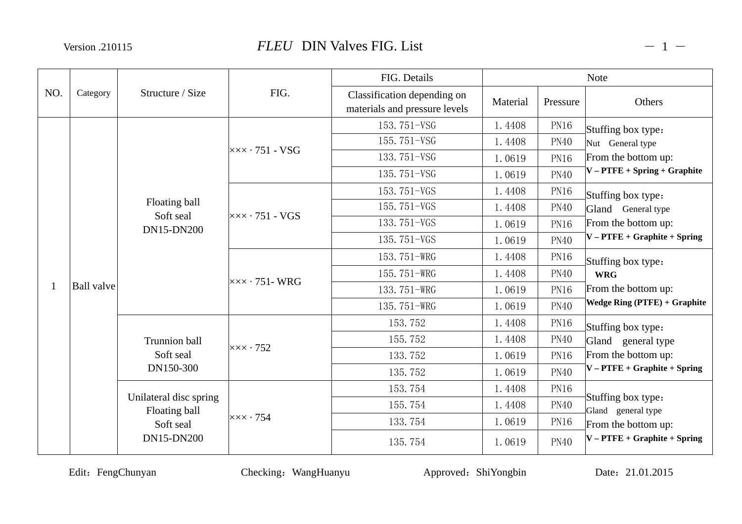Version .210115

# *FLEU* DIN Valves FIG. List

| NO. | Category | Structure / Size | FIG. | FIG. Details | Note | | |
|---|---|---|---|---|---|---|---|
| | | | | Classification depending on materials and pressure levels | Material | Pressure | Others |
| 1 | Ball valve | Floating ball Soft seal DN15-DN200 | ××× · 751 - VSG | 153.751-VSG | 1.4408 | PN16 | Stuffing box type：Nut General type From the bottom up: **V – PTFE + Spring + Graphite** |
| | | | | 155.751-VSG | 1.4408 | PN40 | |
| | | | | 133.751-VSG | 1.0619 | PN16 | |
| | | | | 135.751-VSG | 1.0619 | PN40 | |
| | | | ××× · 751 - VGS | 153.751-VGS | 1.4408 | PN16 | Stuffing box type：Gland General type From the bottom up: **V – PTFE + Graphite + Spring** |
| | | | | 155.751-VGS | 1.4408 | PN40 | |
| | | | | 133.751-VGS | 1.0619 | PN16 | |
| | | | | 135.751-VGS | 1.0619 | PN40 | |
| | | | ××× · 751- WRG | 153.751-WRG | 1.4408 | PN16 | Stuffing box type：**WRG** From the bottom up: **Wedge Ring (PTFE) + Graphite** |
| | | | | 155.751-WRG | 1.4408 | PN40 | |
| | | | | 133.751-WRG | 1.0619 | PN16 | |
| | | | | 135.751-WRG | 1.0619 | PN40 | |
| | | Trunnion ball Soft seal DN150-300 | ××× · 752 | 153.752 | 1.4408 | PN16 | Stuffing box type：Gland general type From the bottom up: **V – PTFE + Graphite + Spring** |
| | | | | 155.752 | 1.4408 | PN40 | |
| | | | | 133.752 | 1.0619 | PN16 | |
| | | | | 135.752 | 1.0619 | PN40 | |
| | | Unilateral disc spring Floating ball Soft seal DN15-DN200 | ××× · 754 | 153.754 | 1.4408 | PN16 | Stuffing box type：Gland general type From the bottom up: **V – PTFE + Graphite + Spring** |
| | | | | 155.754 | 1.4408 | PN40 | |
| | | | | 133.754 | 1.0619 | PN16 | |
| | | | | 135.754 | 1.0619 | PN40 | |

Edit：FengChunyan Checking：WangHuanyu Approved：ShiYongbin Date：21.01.2015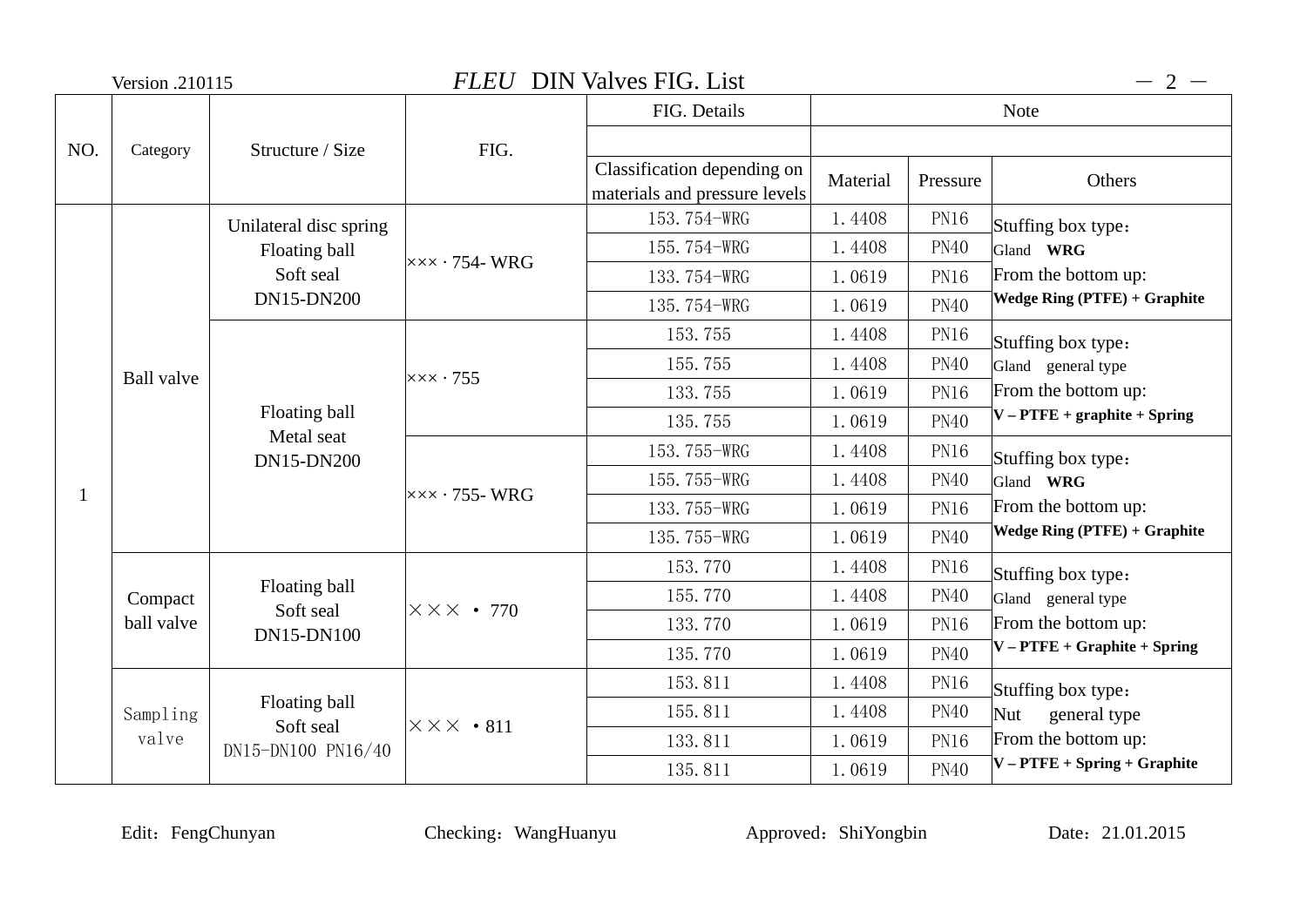Version .210115

# *FLEU* DIN Valves FIG. List

| NO. | Category | Structure / Size | FIG. | FIG. Details | Note | | |
|---|---|---|---|---|---|---|---|
| | | | | | | | |
| | | | | Classification depending on materials and pressure levels | Material | Pressure | Others |
| 1 | Ball valve | Unilateral disc spring Floating ball Soft seal DN15-DN200 | ××× · 754- WRG | 153.754-WRG | 1.4408 | PN16 | Stuffing box type：Gland **WRG** From the bottom up: **Wedge Ring (PTFE) + Graphite** |
| | | | | 155.754-WRG | 1.4408 | PN40 | |
| | | | | 133.754-WRG | 1.0619 | PN16 | |
| | | | | 135.754-WRG | 1.0619 | PN40 | |
| | | Floating ball Metal seat DN15-DN200 | ××× · 755 | 153.755 | 1.4408 | PN16 | Stuffing box type：Gland general type From the bottom up: **V – PTFE + graphite + Spring** |
| | | | | 155.755 | 1.4408 | PN40 | |
| | | | | 133.755 | 1.0619 | PN16 | |
| | | | | 135.755 | 1.0619 | PN40 | |
| | | | ××× · 755- WRG | 153.755-WRG | 1.4408 | PN16 | Stuffing box type：Gland **WRG** From the bottom up: **Wedge Ring (PTFE) + Graphite** |
| | | | | 155.755-WRG | 1.4408 | PN40 | |
| | | | | 133.755-WRG | 1.0619 | PN16 | |
| | | | | 135.755-WRG | 1.0619 | PN40 | |
| | Compact ball valve | Floating ball Soft seal DN15-DN100 | ××× • 770 | 153.770 | 1.4408 | PN16 | Stuffing box type：Gland general type From the bottom up: **V – PTFE + Graphite + Spring** |
| | | | | 155.770 | 1.4408 | PN40 | |
| | | | | 133.770 | 1.0619 | PN16 | |
| | | | | 135.770 | 1.0619 | PN40 | |
| | Sampling valve | Floating ball Soft seal DN15-DN100 PN16/40 | ××× •811 | 153.811 | 1.4408 | PN16 | Stuffing box type：Nut general type From the bottom up: **V – PTFE + Spring + Graphite** |
| | | | | 155.811 | 1.4408 | PN40 | |
| | | | | 133.811 | 1.0619 | PN16 | |
| | | | | 135.811 | 1.0619 | PN40 | |

Edit：FengChunyan Checking：WangHuanyu Approved：ShiYongbin Date：21.01.2015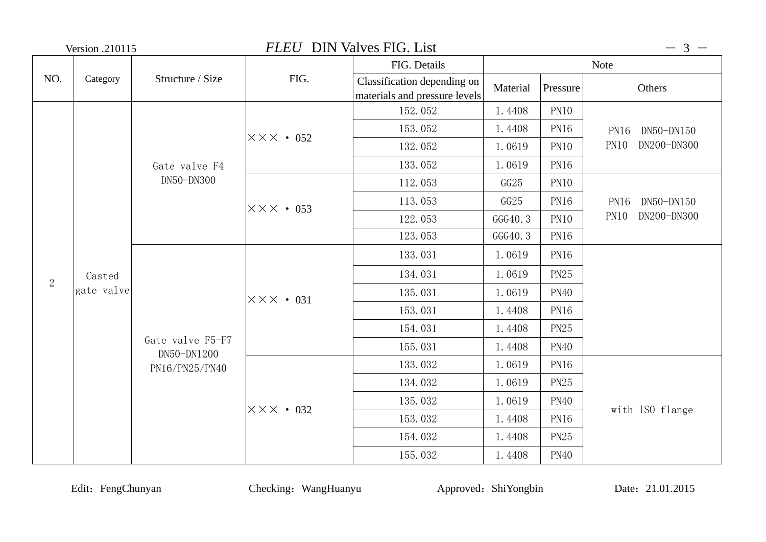Version .210115 *FLEU* DIN Valves FIG. List

| NO. | Category | Structure / Size | FIG. | FIG. Details | Note | | |
|---|---|---|---|---|---|---|---|
| | | | | Classification depending on materials and pressure levels | Material | Pressure | Others |
| 2 | Casted gate valve | Gate valve F4 DN50-DN300 | ××× · 052 | 152.052 | 1.4408 | PN10 | PN16 DN50-DN150 PN10 DN200-DN300 |
| | | | | 153.052 | 1.4408 | PN16 | |
| | | | | 132.052 | 1.0619 | PN10 | |
| | | | | 133.052 | 1.0619 | PN16 | |
| | | | ××× · 053 | 112.053 | GG25 | PN10 | PN16 DN50-DN150 PN10 DN200-DN300 |
| | | | | 113.053 | GG25 | PN16 | |
| | | | | 122.053 | GGG40.3 | PN10 | |
| | | | | 123.053 | GGG40.3 | PN16 | |
| | | Gate valve F5-F7 DN50-DN1200 PN16/PN25/PN40 | ××× · 031 | 133.031 | 1.0619 | PN16 | |
| | | | | 134.031 | 1.0619 | PN25 | |
| | | | | 135.031 | 1.0619 | PN40 | |
| | | | | 153.031 | 1.4408 | PN16 | |
| | | | | 154.031 | 1.4408 | PN25 | |
| | | | | 155.031 | 1.4408 | PN40 | |
| | | | ××× · 032 | 133.032 | 1.0619 | PN16 | with ISO flange |
| | | | | 134.032 | 1.0619 | PN25 | |
| | | | | 135.032 | 1.0619 | PN40 | |
| | | | | 153.032 | 1.4408 | PN16 | |
| | | | | 154.032 | 1.4408 | PN25 | |
| | | | | 155.032 | 1.4408 | PN40 | |

Edit：FengChunyan Checking：WangHuanyu Approved：ShiYongbin Date：21.01.2015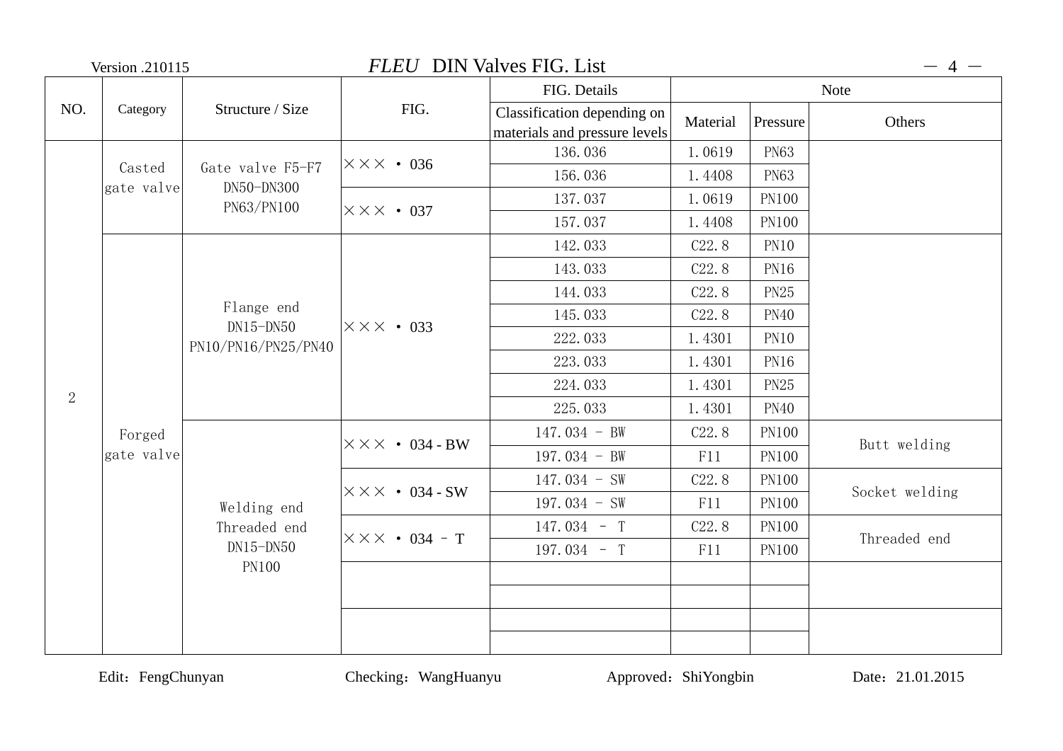# *FLEU* DIN Valves FIG. List

Version .210115

| NO. | Category | Structure / Size | FIG. | FIG. Details | Note | | |
|---|---|---|---|---|---|---|---|
| | | | | Classification depending on materials and pressure levels | Material | Pressure | Others |
| 2 | Casted gate valve | Gate valve F5-F7 DN50-DN300 PN63/PN100 | ××× · 036 | 136.036 | 1.0619 | PN63 | |
| | | | | 156.036 | 1.4408 | PN63 | |
| | | | ××× · 037 | 137.037 | 1.0619 | PN100 | |
| | | | | 157.037 | 1.4408 | PN100 | |
| | Forged gate valve | Flange end DN15-DN50 PN10/PN16/PN25/PN40 | ××× · 033 | 142.033 | C22.8 | PN10 | |
| | | | | 143.033 | C22.8 | PN16 | |
| | | | | 144.033 | C22.8 | PN25 | |
| | | | | 145.033 | C22.8 | PN40 | |
| | | | | 222.033 | 1.4301 | PN10 | |
| | | | | 223.033 | 1.4301 | PN16 | |
| | | | | 224.033 | 1.4301 | PN25 | |
| | | | | 225.033 | 1.4301 | PN40 | |
| | | Welding end Threaded end DN15-DN50 PN100 | ××× · 034 - BW | 147.034 - BW | C22.8 | PN100 | Butt welding |
| | | | | 197.034 - BW | F11 | PN100 | |
| | | | ××× · 034 - SW | 147.034 - SW | C22.8 | PN100 | Socket welding |
| | | | | 197.034 - SW | F11 | PN100 | |
| | | | ××× · 034 – T | 147.034 - T | C22.8 | PN100 | Threaded end |
| | | | | 197.034 - T | F11 | PN100 | |
| | | | | | | | |
| | | | | | | | |
| | | | | | | | |
| | | | | | | | |

Edit：FengChunyan Checking：WangHuanyu Approved：ShiYongbin Date：21.01.2015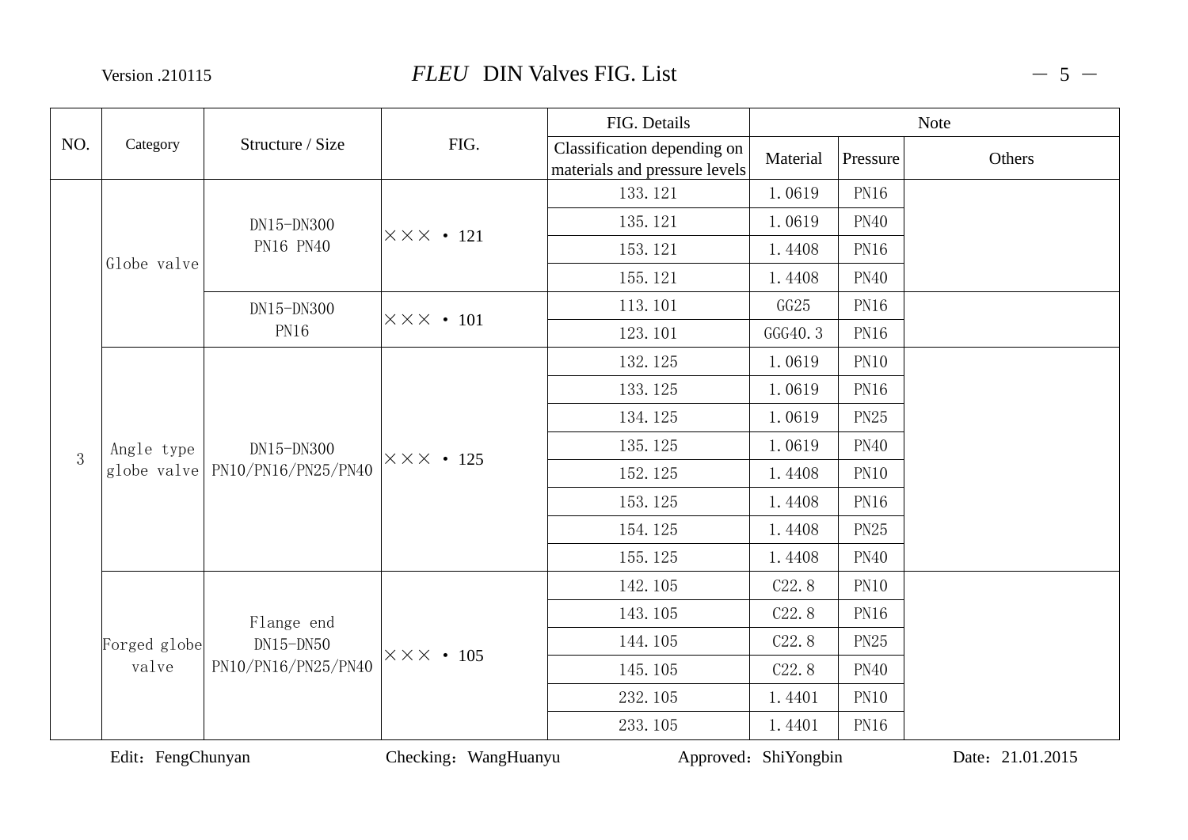| NO. | Category | Structure / Size | FIG. | FIG. Details | Note | | |
|---|---|---|---|---|---|---|---|
| | | | | Classification depending on materials and pressure levels | Material | Pressure | Others |
| 3 | Globe valve | DN15-DN300 PN16 PN40 | ××× · 121 | 133.121 | 1.0619 | PN16 | |
| | | | | 135.121 | 1.0619 | PN40 | |
| | | | | 153.121 | 1.4408 | PN16 | |
| | | | | 155.121 | 1.4408 | PN40 | |
| | | DN15-DN300 PN16 | ××× · 101 | 113.101 | GG25 | PN16 | |
| | | | | 123.101 | GGG40.3 | PN16 | |
| | Angle type globe valve | DN15-DN300 PN10/PN16/PN25/PN40 | ××× · 125 | 132.125 | 1.0619 | PN10 | |
| | | | | 133.125 | 1.0619 | PN16 | |
| | | | | 134.125 | 1.0619 | PN25 | |
| | | | | 135.125 | 1.0619 | PN40 | |
| | | | | 152.125 | 1.4408 | PN10 | |
| | | | | 153.125 | 1.4408 | PN16 | |
| | | | | 154.125 | 1.4408 | PN25 | |
| | | | | 155.125 | 1.4408 | PN40 | |
| | Forged globe valve | Flange end DN15-DN50 PN10/PN16/PN25/PN40 | ××× · 105 | 142.105 | C22.8 | PN10 | |
| | | | | 143.105 | C22.8 | PN16 | |
| | | | | 144.105 | C22.8 | PN25 | |
| | | | | 145.105 | C22.8 | PN40 | |
| | | | | 232.105 | 1.4401 | PN10 | |
| | | | | 233.105 | 1.4401 | PN16 | |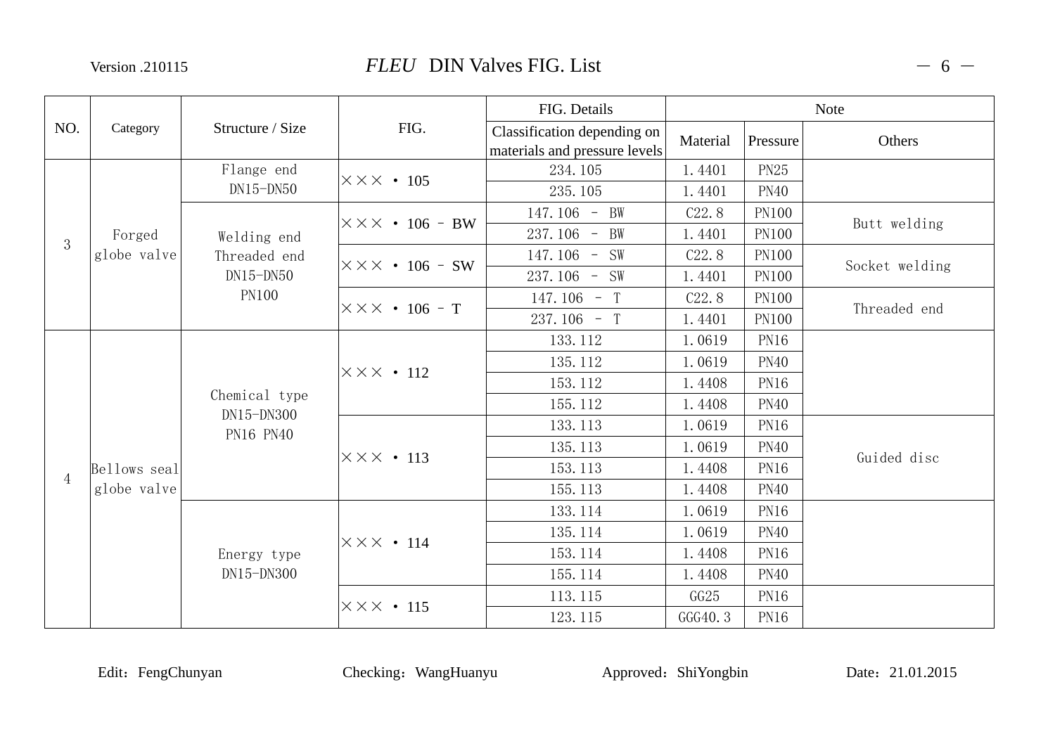| NO. | Category | Structure / Size | FIG. | FIG. Details | Note | | |
|---|---|---|---|---|---|---|---|
| | | | | Classification depending on materials and pressure levels | Material | Pressure | Others |
| 3 | Forged globe valve | Flange end DN15-DN50 | ××× • 105 | 234.105 | 1.4401 | PN25 | |
| | | | | 235.105 | 1.4401 | PN40 | |
| | | Welding end Threaded end DN15-DN50 PN100 | ××× • 106 – BW | 147.106 – BW | C22.8 | PN100 | Butt welding |
| | | | | 237.106 – BW | 1.4401 | PN100 | |
| | | | ××× • 106 – SW | 147.106 – SW | C22.8 | PN100 | Socket welding |
| | | | | 237.106 – SW | 1.4401 | PN100 | |
| | | | ××× • 106 – T | 147.106 – T | C22.8 | PN100 | Threaded end |
| | | | | 237.106 – T | 1.4401 | PN100 | |
| 4 | Bellows seal globe valve | Chemical type DN15-DN300 PN16 PN40 | ××× • 112 | 133.112 | 1.0619 | PN16 | |
| | | | | 135.112 | 1.0619 | PN40 | |
| | | | | 153.112 | 1.4408 | PN16 | |
| | | | | 155.112 | 1.4408 | PN40 | |
| | | | ××× • 113 | 133.113 | 1.0619 | PN16 | Guided disc |
| | | | | 135.113 | 1.0619 | PN40 | |
| | | | | 153.113 | 1.4408 | PN16 | |
| | | | | 155.113 | 1.4408 | PN40 | |
| | | Energy type DN15-DN300 | ××× • 114 | 133.114 | 1.0619 | PN16 | |
| | | | | 135.114 | 1.0619 | PN40 | |
| | | | | 153.114 | 1.4408 | PN16 | |
| | | | | 155.114 | 1.4408 | PN40 | |
| | | | ××× • 115 | 113.115 | GG25 | PN16 | |
| | | | | 123.115 | GGG40.3 | PN16 | |

Edit：FengChunyan　　Checking：WangHuanyu　　Approved：ShiYongbin　　Date：21.01.2015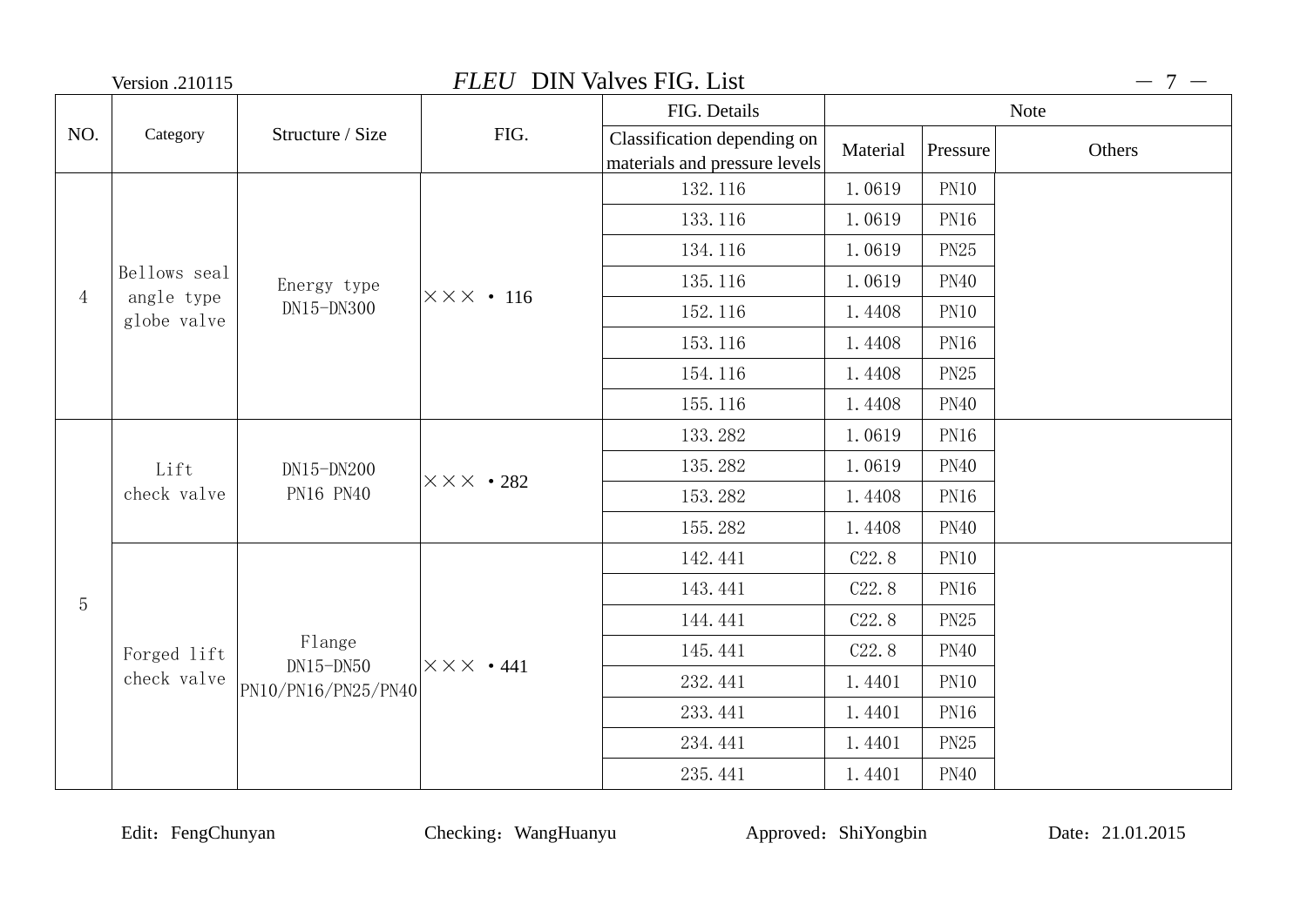# *FLEU* DIN Valves FIG. List

Version .210115

| NO. | Category | Structure / Size | FIG. | FIG. Details | Note | | |
|---|---|---|---|---|---|---|---|
| | | | | Classification depending on materials and pressure levels | Material | Pressure | Others |
| 4 | Bellows seal angle type globe valve | Energy type DN15-DN300 | ×××・116 | 132.116 | 1.0619 | PN10 | |
| | | | | 133.116 | 1.0619 | PN16 | |
| | | | | 134.116 | 1.0619 | PN25 | |
| | | | | 135.116 | 1.0619 | PN40 | |
| | | | | 152.116 | 1.4408 | PN10 | |
| | | | | 153.116 | 1.4408 | PN16 | |
| | | | | 154.116 | 1.4408 | PN25 | |
| | | | | 155.116 | 1.4408 | PN40 | |
| 5 | Lift check valve | DN15-DN200 PN16 PN40 | ×××・282 | 133.282 | 1.0619 | PN16 | |
| | | | | 135.282 | 1.0619 | PN40 | |
| | | | | 153.282 | 1.4408 | PN16 | |
| | | | | 155.282 | 1.4408 | PN40 | |
| | Forged lift check valve | Flange DN15-DN50 PN10/PN16/PN25/PN40 | ×××・441 | 142.441 | C22.8 | PN10 | |
| | | | | 143.441 | C22.8 | PN16 | |
| | | | | 144.441 | C22.8 | PN25 | |
| | | | | 145.441 | C22.8 | PN40 | |
| | | | | 232.441 | 1.4401 | PN10 | |
| | | | | 233.441 | 1.4401 | PN16 | |
| | | | | 234.441 | 1.4401 | PN25 | |
| | | | | 235.441 | 1.4401 | PN40 | |

Edit：FengChunyan　　Checking：WangHuanyu　　Approved：ShiYongbin　　Date：21.01.2015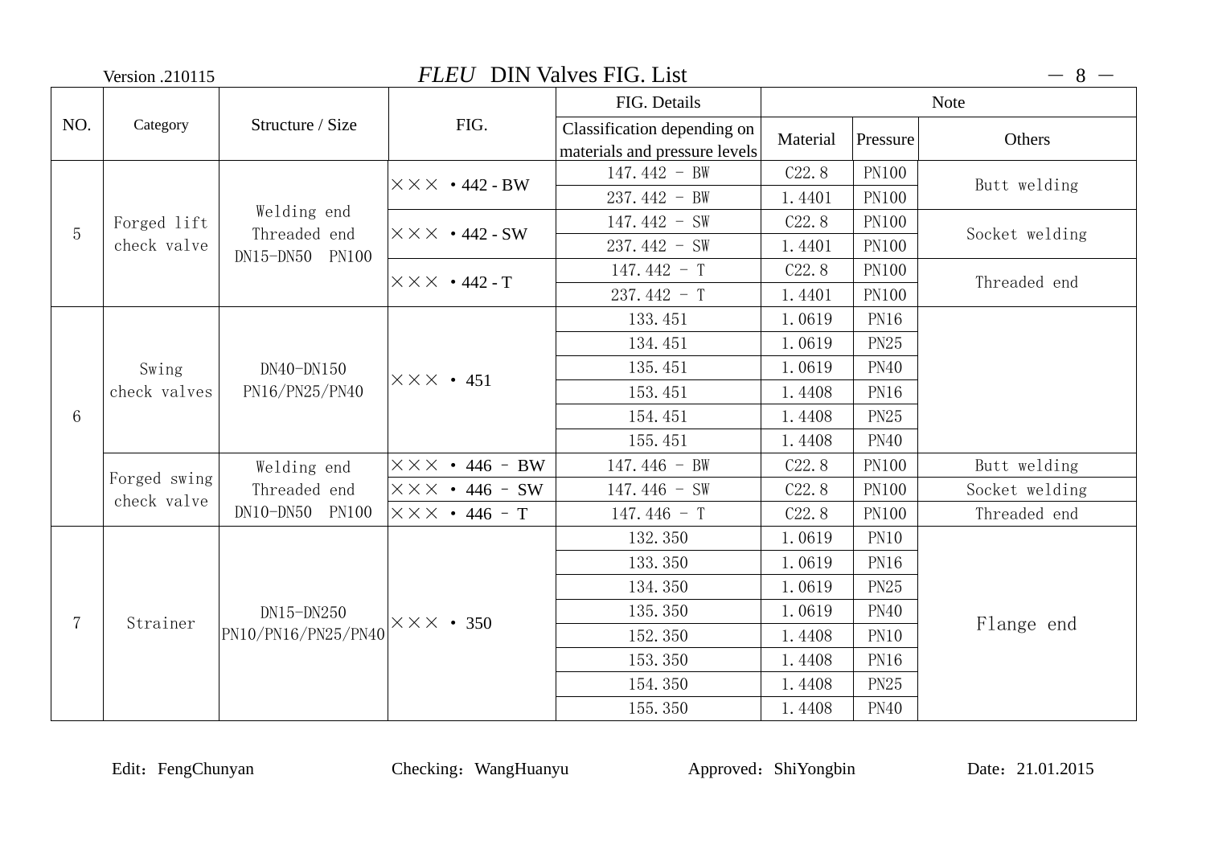# FLEU DIN Valves FIG. List

Version .210115

| NO. | Category | Structure / Size | FIG. | FIG. Details | Note | | |
|---|---|---|---|---|---|---|---|
| | | | | Classification depending on materials and pressure levels | Material | Pressure | Others |
| 5 | Forged lift check valve | Welding end Threaded end DN15-DN50 PN100 | ××× ·442 - BW | 147.442 - BW | C22.8 | PN100 | Butt welding |
| | | | | 237.442 - BW | 1.4401 | PN100 | |
| | | | ××× ·442 - SW | 147.442 - SW | C22.8 | PN100 | Socket welding |
| | | | | 237.442 - SW | 1.4401 | PN100 | |
| | | | ××× ·442 - T | 147.442 - T | C22.8 | PN100 | Threaded end |
| | | | | 237.442 - T | 1.4401 | PN100 | |
| 6 | Swing check valves | DN40-DN150 PN16/PN25/PN40 | ××× · 451 | 133.451 | 1.0619 | PN16 | |
| | | | | 134.451 | 1.0619 | PN25 | |
| | | | | 135.451 | 1.0619 | PN40 | |
| | | | | 153.451 | 1.4408 | PN16 | |
| | | | | 154.451 | 1.4408 | PN25 | |
| | | | | 155.451 | 1.4408 | PN40 | |
| | Forged swing check valve | Welding end Threaded end DN10-DN50 PN100 | ××× · 446 - BW | 147.446 - BW | C22.8 | PN100 | Butt welding |
| | | | ××× · 446 - SW | 147.446 - SW | C22.8 | PN100 | Socket welding |
| | | | ××× · 446 - T | 147.446 - T | C22.8 | PN100 | Threaded end |
| 7 | Strainer | DN15-DN250 PN10/PN16/PN25/PN40 | ××× · 350 | 132.350 | 1.0619 | PN10 | Flange end |
| | | | | 133.350 | 1.0619 | PN16 | |
| | | | | 134.350 | 1.0619 | PN25 | |
| | | | | 135.350 | 1.0619 | PN40 | |
| | | | | 152.350 | 1.4408 | PN10 | |
| | | | | 153.350 | 1.4408 | PN16 | |
| | | | | 154.350 | 1.4408 | PN25 | |
| | | | | 155.350 | 1.4408 | PN40 | |

Edit：FengChunyan　　Checking：WangHuanyu　　Approved：ShiYongbin　　Date：21.01.2015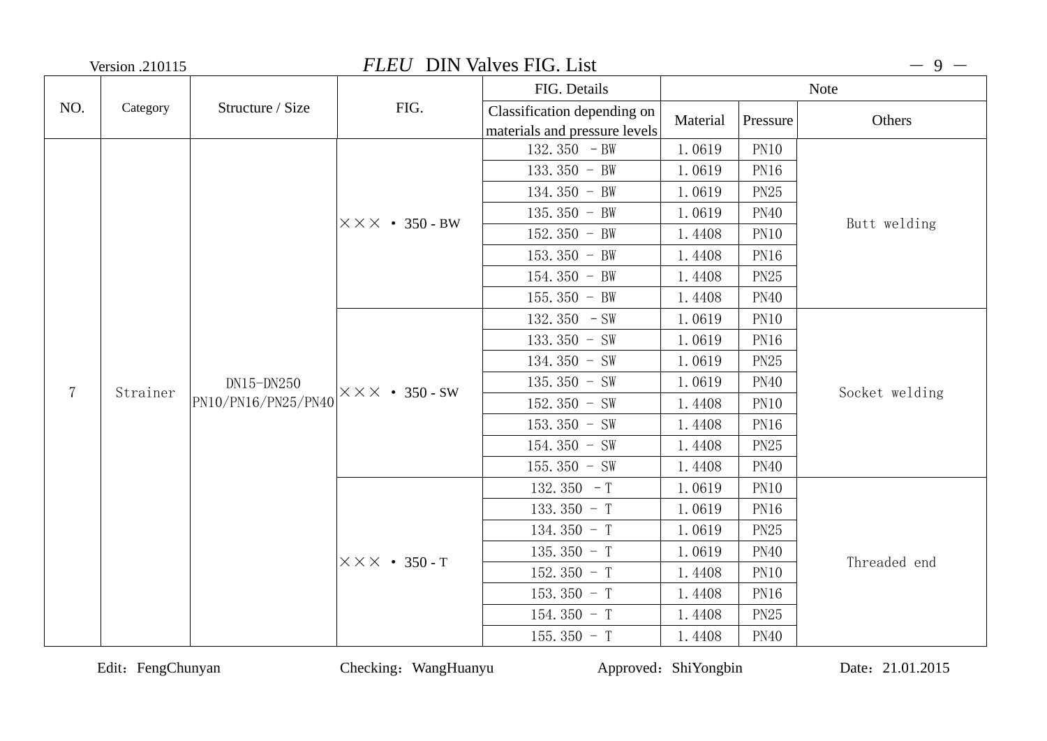# *FLEU* DIN Valves FIG. List

Version .210115

| NO. | Category | Structure / Size | FIG. | FIG. Details | Note | | |
|---|---|---|---|---|---|---|---|
| | | | | Classification depending on materials and pressure levels | Material | Pressure | Others |
| 7 | Strainer | DN15-DN250 PN10/PN16/PN25/PN40 | ××× · 350 - BW | 132.350 - BW | 1.0619 | PN10 | Butt welding |
| | | | | 133.350 - BW | 1.0619 | PN16 | |
| | | | | 134.350 - BW | 1.0619 | PN25 | |
| | | | | 135.350 - BW | 1.0619 | PN40 | |
| | | | | 152.350 - BW | 1.4408 | PN10 | |
| | | | | 153.350 - BW | 1.4408 | PN16 | |
| | | | | 154.350 - BW | 1.4408 | PN25 | |
| | | | | 155.350 - BW | 1.4408 | PN40 | |
| | | | ××× · 350 - SW | 132.350 - SW | 1.0619 | PN10 | Socket welding |
| | | | | 133.350 - SW | 1.0619 | PN16 | |
| | | | | 134.350 - SW | 1.0619 | PN25 | |
| | | | | 135.350 - SW | 1.0619 | PN40 | |
| | | | | 152.350 - SW | 1.4408 | PN10 | |
| | | | | 153.350 - SW | 1.4408 | PN16 | |
| | | | | 154.350 - SW | 1.4408 | PN25 | |
| | | | | 155.350 - SW | 1.4408 | PN40 | |
| | | | ××× · 350 - T | 132.350 - T | 1.0619 | PN10 | Threaded end |
| | | | | 133.350 - T | 1.0619 | PN16 | |
| | | | | 134.350 - T | 1.0619 | PN25 | |
| | | | | 135.350 - T | 1.0619 | PN40 | |
| | | | | 152.350 - T | 1.4408 | PN10 | |
| | | | | 153.350 - T | 1.4408 | PN16 | |
| | | | | 154.350 - T | 1.4408 | PN25 | |
| | | | | 155.350 - T | 1.4408 | PN40 | |

Edit：FengChunyan Checking：WangHuanyu Approved：ShiYongbin Date：21.01.2015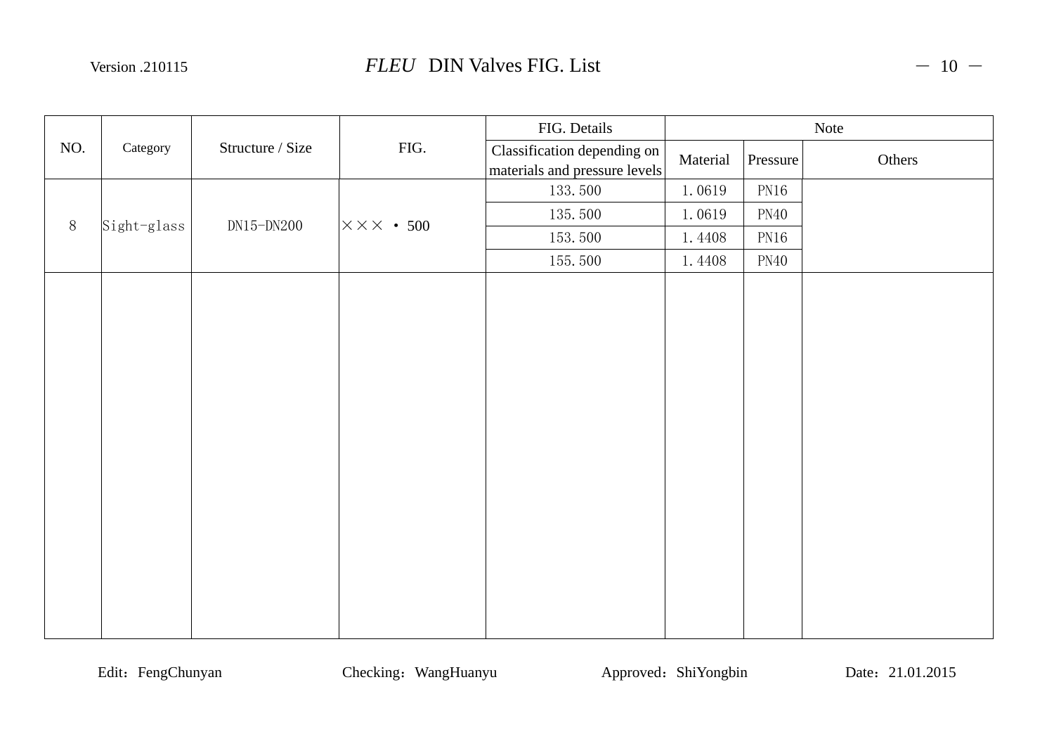# FLEU DIN Valves FIG. List

Version .210115

| NO. | Category | Structure / Size | FIG. | FIG. Details | Note | | |
|---|---|---|---|---|---|---|---|
| | | | | Classification depending on materials and pressure levels | Material | Pressure | Others |
| 8 | Sight-glass | DN15-DN200 | ×××・500 | 133.500 | 1.0619 | PN16 | |
| | | | | 135.500 | 1.0619 | PN40 | |
| | | | | 153.500 | 1.4408 | PN16 | |
| | | | | 155.500 | 1.4408 | PN40 | |

Edit：FengChunyan　　Checking：WangHuanyu　　Approved：ShiYongbin　　Date：21.01.2015